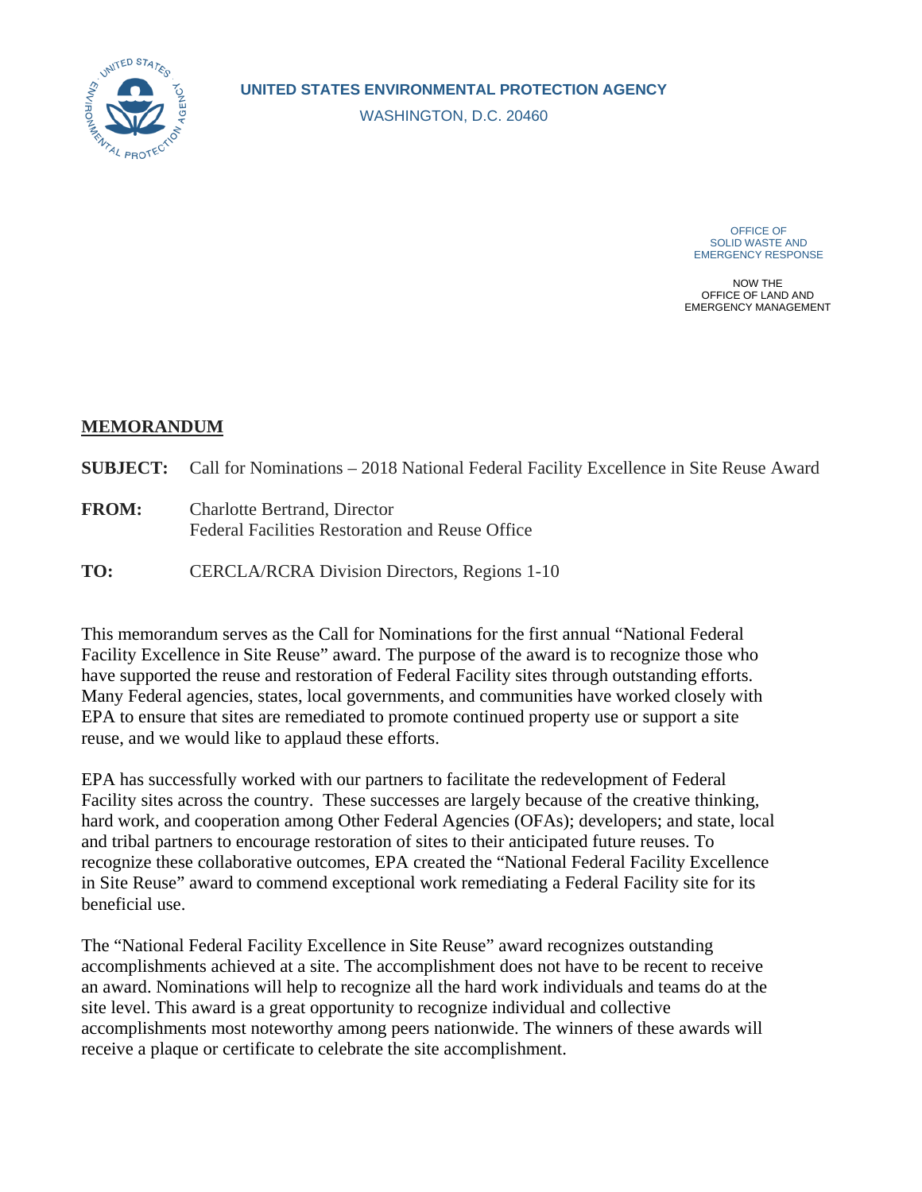**UNITED STATES ENVIRONMENTAL PROTECTION AGENCY**

WASHINGTON, D.C. 20460

OFFICE OF
SOLID WASTE AND
EMERGENCY RESPONSE

NOW THE
OFFICE OF LAND AND
EMERGENCY MANAGEMENT

**MEMORANDUM**

**SUBJECT:** Call for Nominations – 2018 National Federal Facility Excellence in Site Reuse Award

**FROM:** Charlotte Bertrand, Director
Federal Facilities Restoration and Reuse Office

**TO:** CERCLA/RCRA Division Directors, Regions 1-10

This memorandum serves as the Call for Nominations for the first annual "National Federal Facility Excellence in Site Reuse" award. The purpose of the award is to recognize those who have supported the reuse and restoration of Federal Facility sites through outstanding efforts. Many Federal agencies, states, local governments, and communities have worked closely with EPA to ensure that sites are remediated to promote continued property use or support a site reuse, and we would like to applaud these efforts.

EPA has successfully worked with our partners to facilitate the redevelopment of Federal Facility sites across the country. These successes are largely because of the creative thinking, hard work, and cooperation among Other Federal Agencies (OFAs); developers; and state, local and tribal partners to encourage restoration of sites to their anticipated future reuses. To recognize these collaborative outcomes, EPA created the "National Federal Facility Excellence in Site Reuse" award to commend exceptional work remediating a Federal Facility site for its beneficial use.

The "National Federal Facility Excellence in Site Reuse" award recognizes outstanding accomplishments achieved at a site. The accomplishment does not have to be recent to receive an award. Nominations will help to recognize all the hard work individuals and teams do at the site level. This award is a great opportunity to recognize individual and collective accomplishments most noteworthy among peers nationwide. The winners of these awards will receive a plaque or certificate to celebrate the site accomplishment.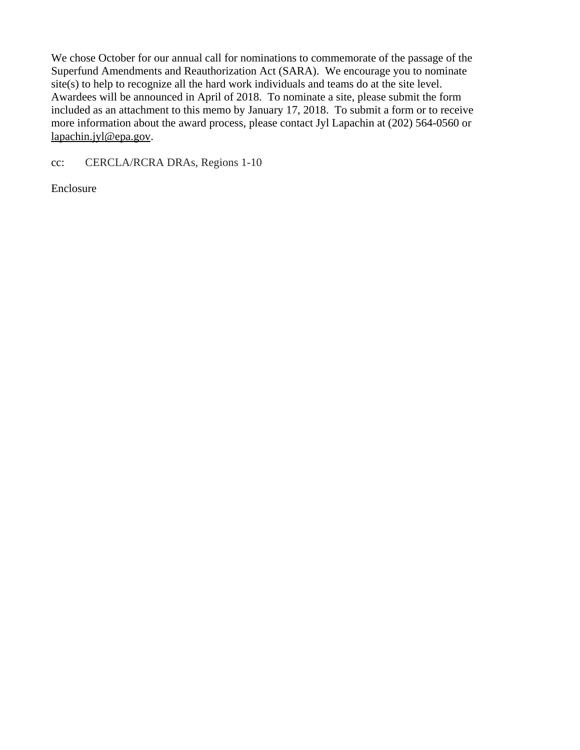We chose October for our annual call for nominations to commemorate of the passage of the Superfund Amendments and Reauthorization Act (SARA). We encourage you to nominate site(s) to help to recognize all the hard work individuals and teams do at the site level. Awardees will be announced in April of 2018. To nominate a site, please submit the form included as an attachment to this memo by January 17, 2018. To submit a form or to receive more information about the award process, please contact Jyl Lapachin at (202) 564-0560 or lapachin.jyl@epa.gov.

cc: CERCLA/RCRA DRAs, Regions 1-10

Enclosure